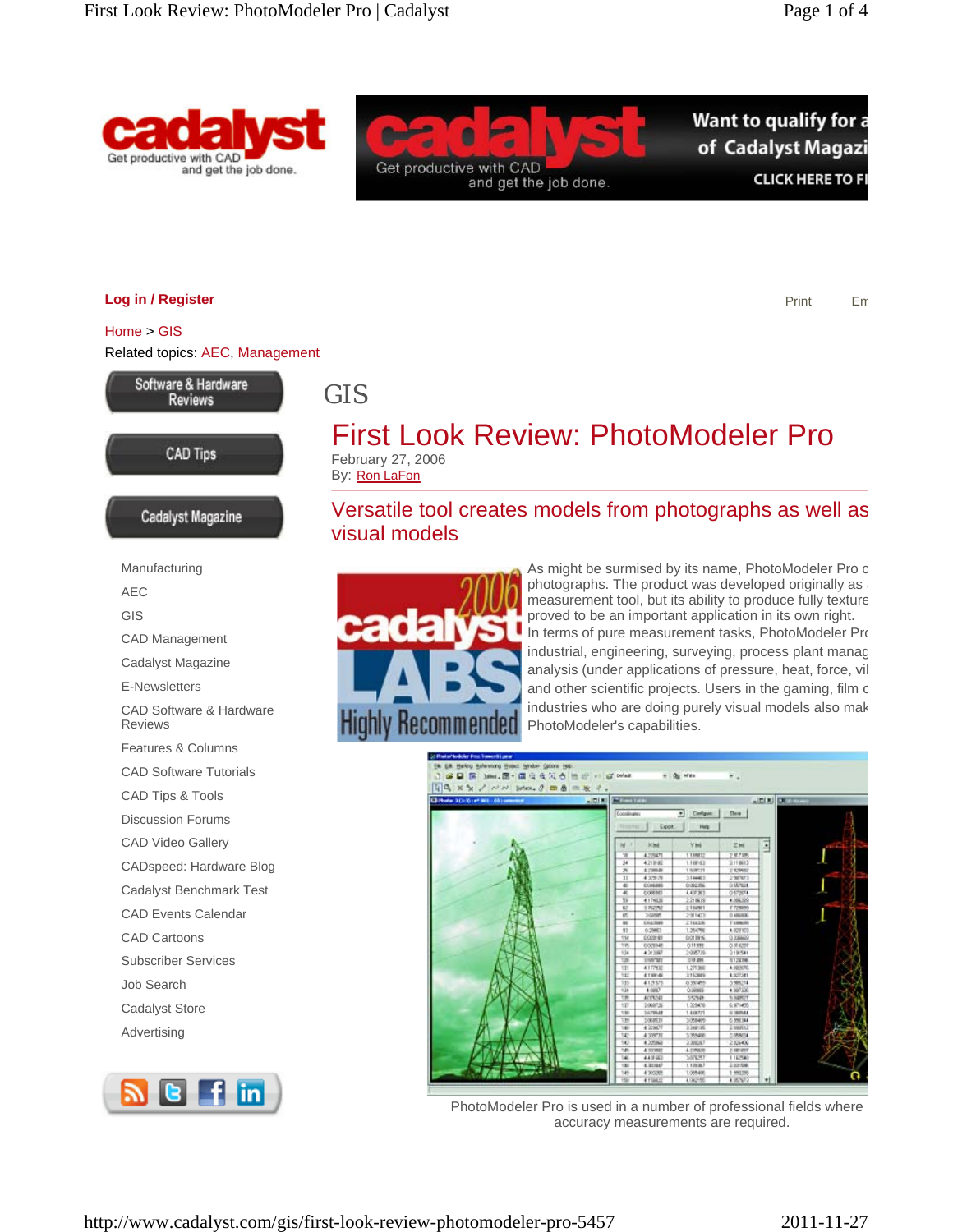Log in / Register

Print Em

Home > GIS

Related topics: AEC, Management

Software & Hardware Reviews

CAD Tips

Cadalyst Magazine

- Manufacturing
- AEC
- GIS
- CAD Management
- Cadalyst Magazine
- E-Newsletters
- CAD Software & Hardware Reviews
- Features & Columns
- CAD Software Tutorials
- CAD Tips & Tools
- Discussion Forums
- CAD Video Gallery
- CADspeed: Hardware Blog
- Cadalyst Benchmark Test
- CAD Events Calendar
- CAD Cartoons
- Subscriber Services
- Job Search
- Cadalyst Store
- Advertising

GIS

# First Look Review: PhotoModeler Pro

February 27, 2006
By: Ron LaFon

## Versatile tool creates models from photographs as well as visual models

As might be surmised by its name, PhotoModeler Pro c photographs. The product was developed originally as measurement tool, but its ability to produce fully texture proved to be an important application in its own right. In terms of pure measurement tasks, PhotoModeler Pro industrial, engineering, surveying, process plant manag analysis (under applications of pressure, heat, force, vi and other scientific projects. Users in the gaming, film c industries who are doing purely visual models also mak PhotoModeler's capabilities.

PhotoModeler Pro is used in a number of professional fields where accuracy measurements are required.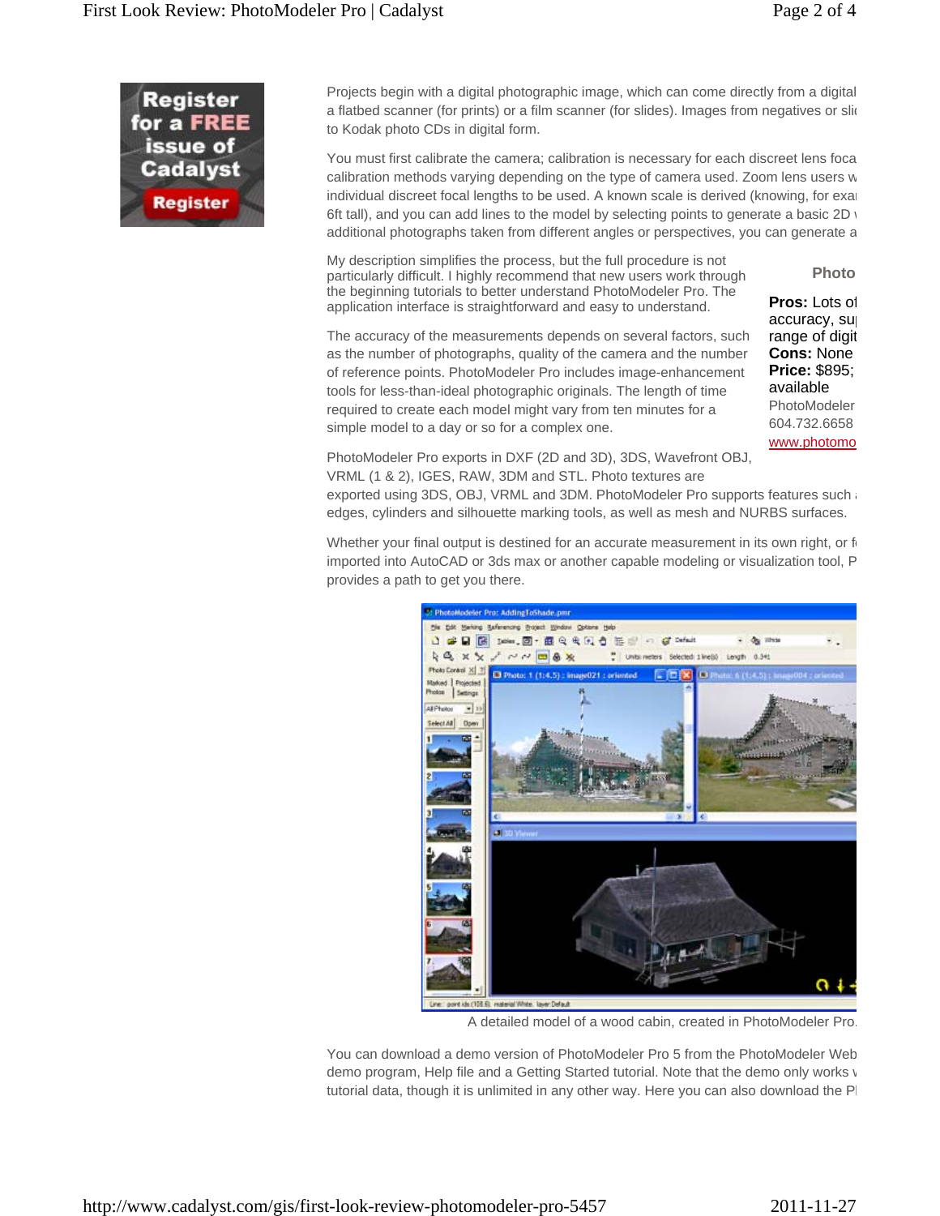Register for a FREE issue of Cadalyst

Register

Projects begin with a digital photographic image, which can come directly from a digital a flatbed scanner (for prints) or a film scanner (for slides). Images from negatives or sli to Kodak photo CDs in digital form.

You must first calibrate the camera; calibration is necessary for each discreet lens foca calibration methods varying depending on the type of camera used. Zoom lens users w individual discreet focal lengths to be used. A known scale is derived (knowing, for exa 6ft tall), and you can add lines to the model by selecting points to generate a basic 2D additional photographs taken from different angles or perspectives, you can generate a

My description simplifies the process, but the full procedure is not particularly difficult. I highly recommend that new users work through the beginning tutorials to better understand PhotoModeler Pro. The application interface is straightforward and easy to understand.

The accuracy of the measurements depends on several factors, such as the number of photographs, quality of the camera and the number of reference points. PhotoModeler Pro includes image-enhancement tools for less-than-ideal photographic originals. The length of time required to create each model might vary from ten minutes for a simple model to a day or so for a complex one.

**Photo**

**Pros:** Lots of accuracy, su range of digit
**Cons:** None
**Price:** $895; available
PhotoModeler
604.732.6658
www.photomo

PhotoModeler Pro exports in DXF (2D and 3D), 3DS, Wavefront OBJ, VRML (1 & 2), IGES, RAW, 3DM and STL. Photo textures are exported using 3DS, OBJ, VRML and 3DM. PhotoModeler Pro supports features such edges, cylinders and silhouette marking tools, as well as mesh and NURBS surfaces.

Whether your final output is destined for an accurate measurement in its own right, or f imported into AutoCAD or 3ds max or another capable modeling or visualization tool, P provides a path to get you there.

A detailed model of a wood cabin, created in PhotoModeler Pro.

You can download a demo version of PhotoModeler Pro 5 from the PhotoModeler Web demo program, Help file and a Getting Started tutorial. Note that the demo only works tutorial data, though it is unlimited in any other way. Here you can also download the P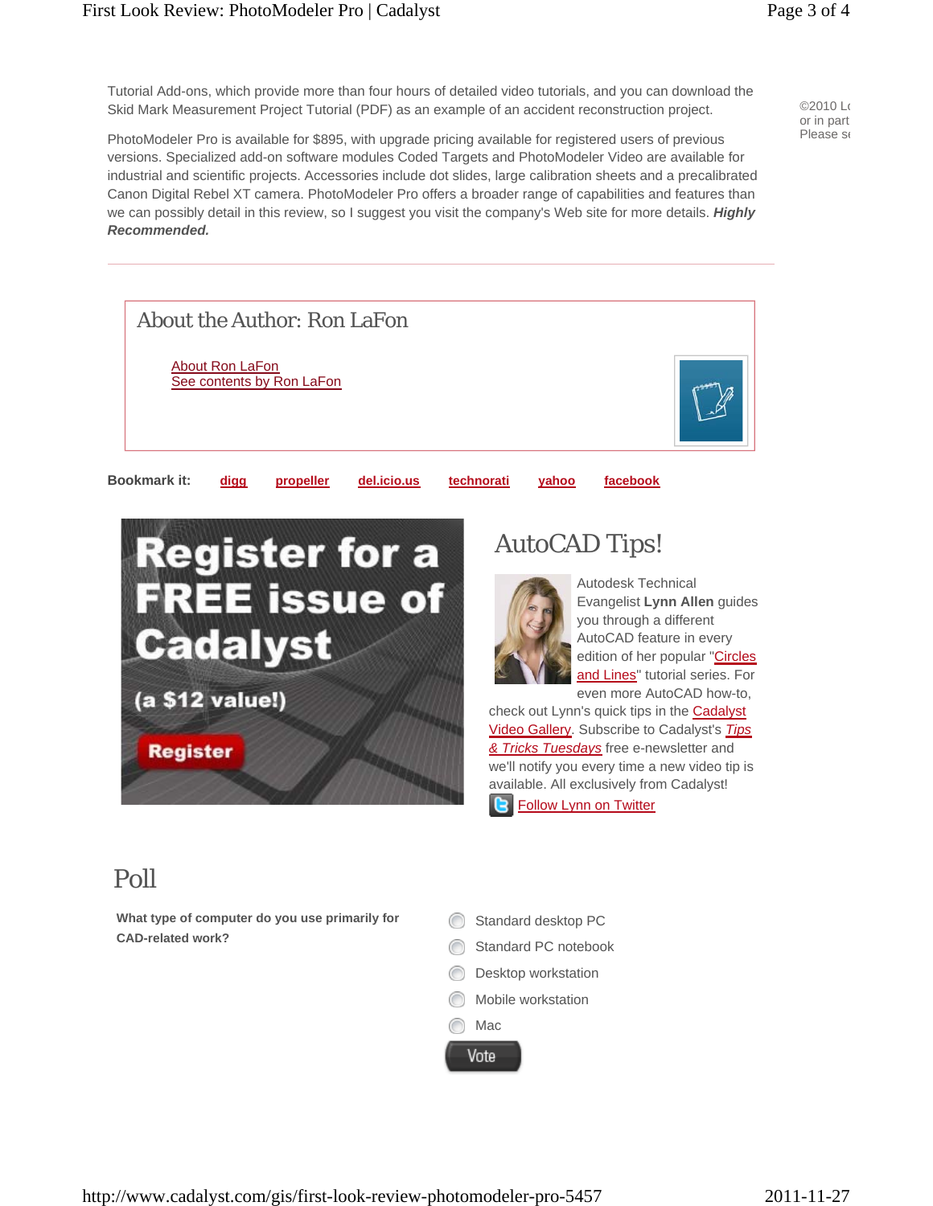Tutorial Add-ons, which provide more than four hours of detailed video tutorials, and you can download the Skid Mark Measurement Project Tutorial (PDF) as an example of an accident reconstruction project.

PhotoModeler Pro is available for $895, with upgrade pricing available for registered users of previous versions. Specialized add-on software modules Coded Targets and PhotoModeler Video are available for industrial and scientific projects. Accessories include dot slides, large calibration sheets and a precalibrated Canon Digital Rebel XT camera. PhotoModeler Pro offers a broader range of capabilities and features than we can possibly detail in this review, so I suggest you visit the company's Web site for more details. ***Highly Recommended.***

©2010 L
or in part
Please s

---

## About the Author: Ron LaFon

About Ron LaFon
See contents by Ron LaFon

**Bookmark it:** digg propeller del.icio.us technorati yahoo facebook

Register for a FREE issue of Cadalyst (a $12 value!) Register

## AutoCAD Tips!

Autodesk Technical Evangelist **Lynn Allen** guides you through a different AutoCAD feature in every edition of her popular "Circles and Lines" tutorial series. For even more AutoCAD how-to, check out Lynn's quick tips in the Cadalyst Video Gallery. Subscribe to Cadalyst's *Tips & Tricks Tuesdays* free e-newsletter and we'll notify you every time a new video tip is available. All exclusively from Cadalyst!

Follow Lynn on Twitter

## Poll

**What type of computer do you use primarily for CAD-related work?**

- Standard desktop PC
- Standard PC notebook
- Desktop workstation
- Mobile workstation
- Mac

Vote